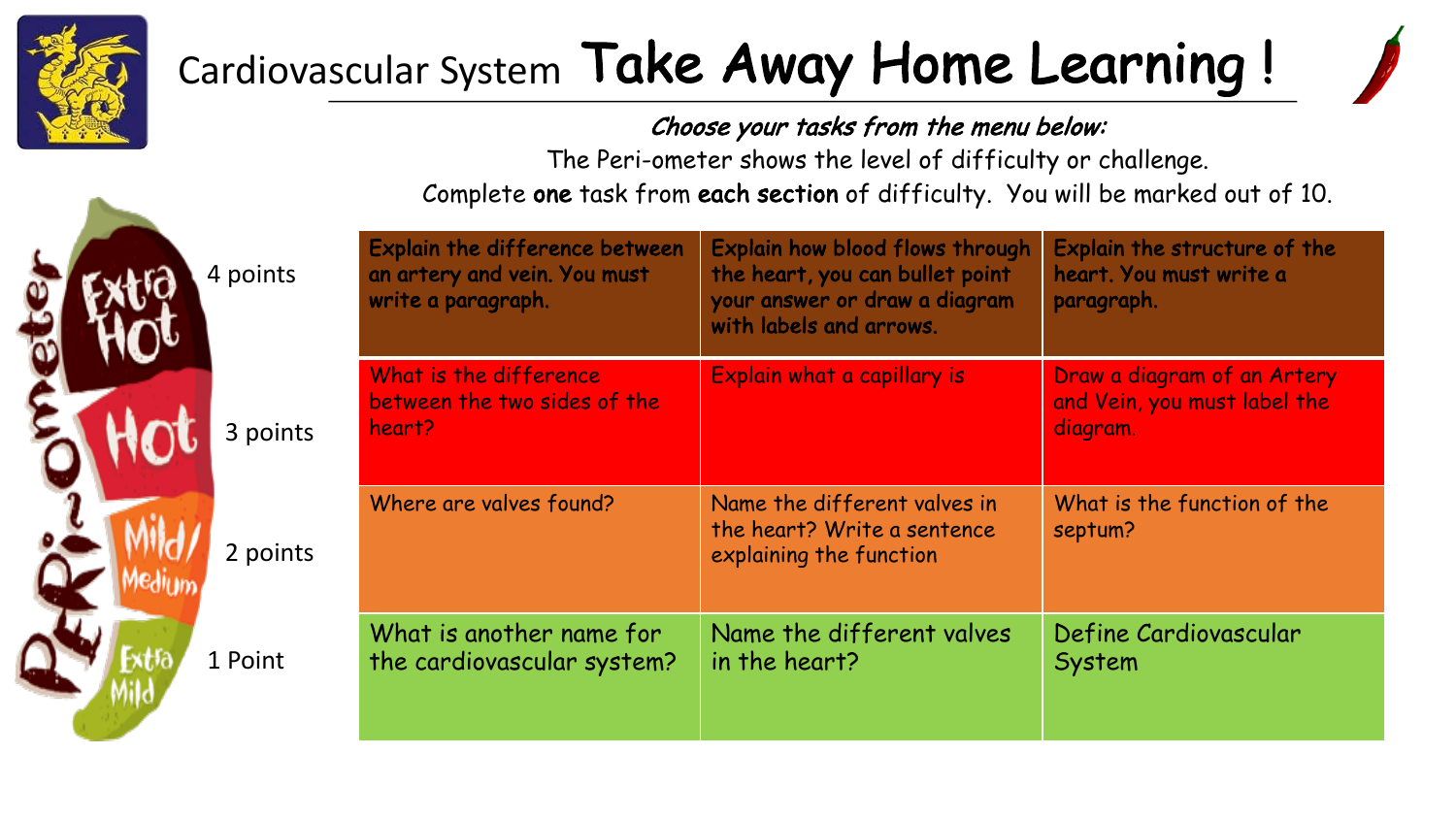# Cardiovascular System Take Away Home Learning !

***Choose your tasks from the menu below:***

The Peri-ometer shows the level of difficulty or challenge.

Complete **one** task from **each section** of difficulty. You will be marked out of 10.

| Peri-ometer | Points | | | |
|---|---|---|---|---|
| Extra Hot | 4 points | Explain the difference between an artery and vein. You must write a paragraph. | Explain how blood flows through the heart, you can bullet point your answer or draw a diagram with labels and arrows. | Explain the structure of the heart. You must write a paragraph. |
| Hot | 3 points | What is the difference between the two sides of the heart? | Explain what a capillary is | Draw a diagram of an Artery and Vein, you must label the diagram. |
| Mild/ Medium | 2 points | Where are valves found? | Name the different valves in the heart? Write a sentence explaining the function | What is the function of the septum? |
| Extra Mild | 1 Point | What is another name for the cardiovascular system? | Name the different valves in the heart? | Define Cardiovascular System |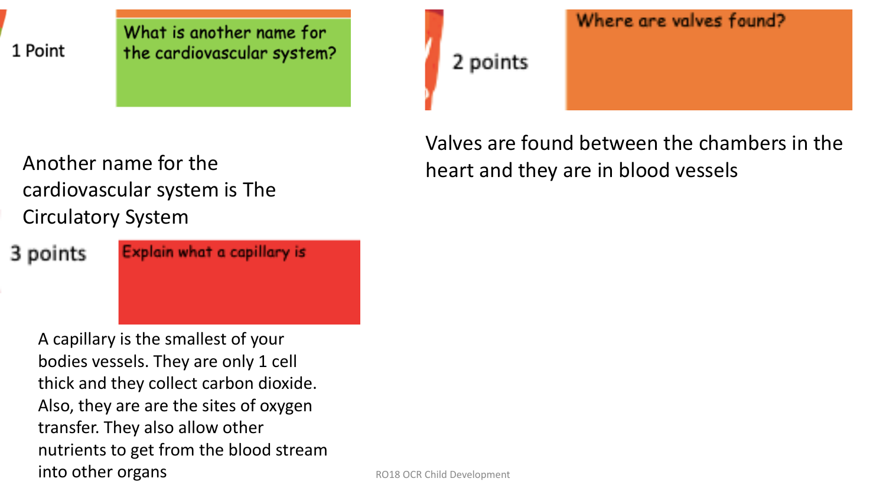1 Point

**What is another name for the cardiovascular system?**

Another name for the cardiovascular system is The Circulatory System

2 points

**Where are valves found?**

Valves are found between the chambers in the heart and they are in blood vessels

3 points

**Explain what a capillary is**

A capillary is the smallest of your bodies vessels. They are only 1 cell thick and they collect carbon dioxide. Also, they are are the sites of oxygen transfer. They also allow other nutrients to get from the blood stream into other organs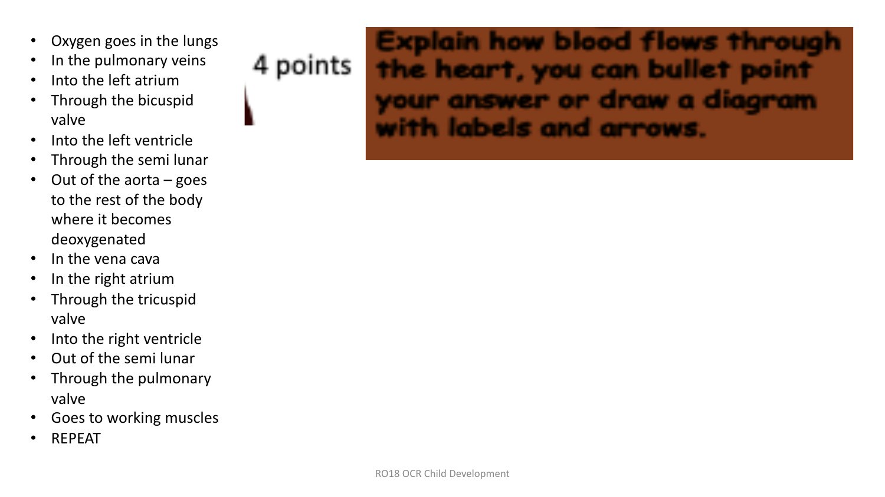Explain how blood flows through the heart, you can bullet point your answer or draw a diagram with labels and arrows.

4 points

- Oxygen goes in the lungs
- In the pulmonary veins
- Into the left atrium
- Through the bicuspid valve
- Into the left ventricle
- Through the semi lunar
- Out of the aorta – goes to the rest of the body where it becomes deoxygenated
- In the vena cava
- In the right atrium
- Through the tricuspid valve
- Into the right ventricle
- Out of the semi lunar
- Through the pulmonary valve
- Goes to working muscles
- REPEAT